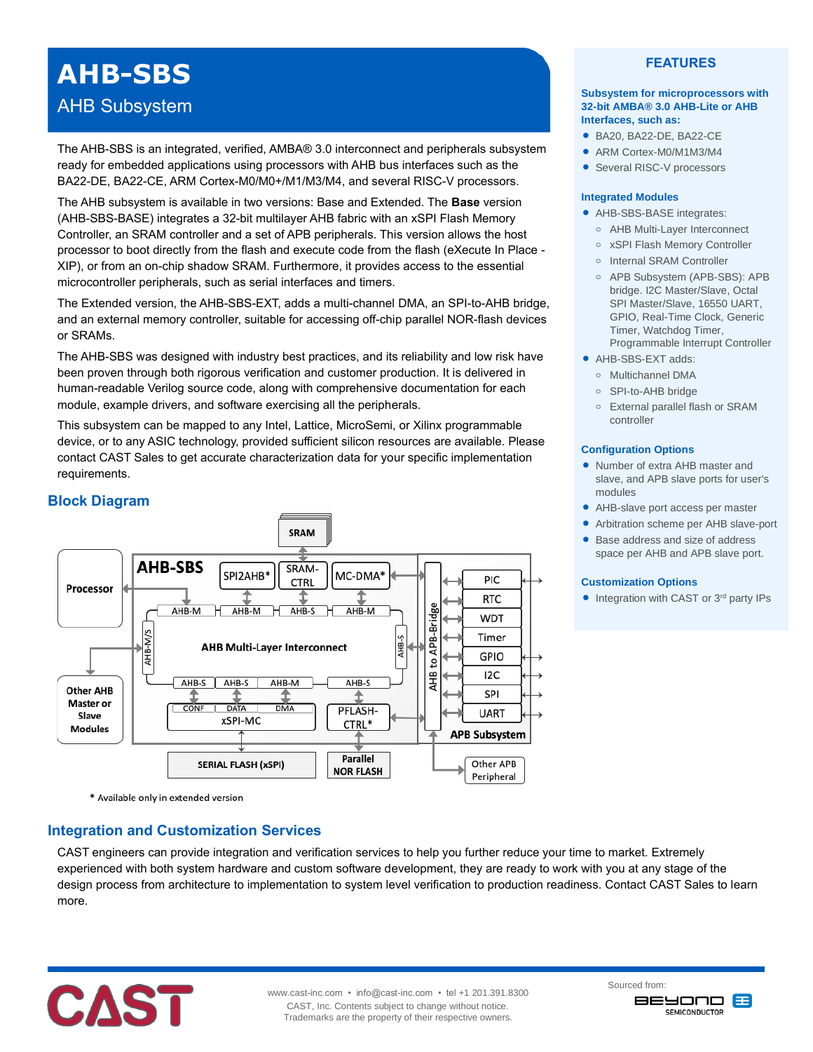# AHB-SBS

## AHB Subsystem

The AHB-SBS is an integrated, verified, AMBA® 3.0 interconnect and peripherals subsystem ready for embedded applications using processors with AHB bus interfaces such as the BA22-DE, BA22-CE, ARM Cortex-M0/M0+/M1/M3/M4, and several RISC-V processors.

The AHB subsystem is available in two versions: Base and Extended. The **Base** version (AHB-SBS-BASE) integrates a 32-bit multilayer AHB fabric with an xSPI Flash Memory Controller, an SRAM controller and a set of APB peripherals. This version allows the host processor to boot directly from the flash and execute code from the flash (eXecute In Place - XIP), or from an on-chip shadow SRAM. Furthermore, it provides access to the essential microcontroller peripherals, such as serial interfaces and timers.

The Extended version, the AHB-SBS-EXT, adds a multi-channel DMA, an SPI-to-AHB bridge, and an external memory controller, suitable for accessing off-chip parallel NOR-flash devices or SRAMs.

The AHB-SBS was designed with industry best practices, and its reliability and low risk have been proven through both rigorous verification and customer production. It is delivered in human-readable Verilog source code, along with comprehensive documentation for each module, example drivers, and software exercising all the peripherals.

This subsystem can be mapped to any Intel, Lattice, MicroSemi, or Xilinx programmable device, or to any ASIC technology, provided sufficient silicon resources are available. Please contact CAST Sales to get accurate characterization data for your specific implementation requirements.

## Block Diagram

\* Available only in extended version

## FEATURES

### Subsystem for microprocessors with 32-bit AMBA® 3.0 AHB-Lite or AHB Interfaces, such as:

- BA20, BA22-DE, BA22-CE
- ARM Cortex-M0/M1M3/M4
- Several RISC-V processors

### Integrated Modules

- AHB-SBS-BASE integrates:
  - AHB Multi-Layer Interconnect
  - xSPI Flash Memory Controller
  - Internal SRAM Controller
  - APB Subsystem (APB-SBS): APB bridge. I2C Master/Slave, Octal SPI Master/Slave, 16550 UART, GPIO, Real-Time Clock, Generic Timer, Watchdog Timer, Programmable Interrupt Controller
- AHB-SBS-EXT adds:
  - Multichannel DMA
  - SPI-to-AHB bridge
  - External parallel flash or SRAM controller

### Configuration Options

- Number of extra AHB master and slave, and APB slave ports for user's modules
- AHB-slave port access per master
- Arbitration scheme per AHB slave-port
- Base address and size of address space per AHB and APB slave port.

### Customization Options

- Integration with CAST or 3rd party IPs

## Integration and Customization Services

CAST engineers can provide integration and verification services to help you further reduce your time to market. Extremely experienced with both system hardware and custom software development, they are ready to work with you at any stage of the design process from architecture to implementation to system level verification to production readiness. Contact CAST Sales to learn more.

www.cast-inc.com • info@cast-inc.com • tel +1 201.391.8300
CAST, Inc. Contents subject to change without notice.
Trademarks are the property of their respective owners.

Sourced from: BEYOND SEMICONDUCTOR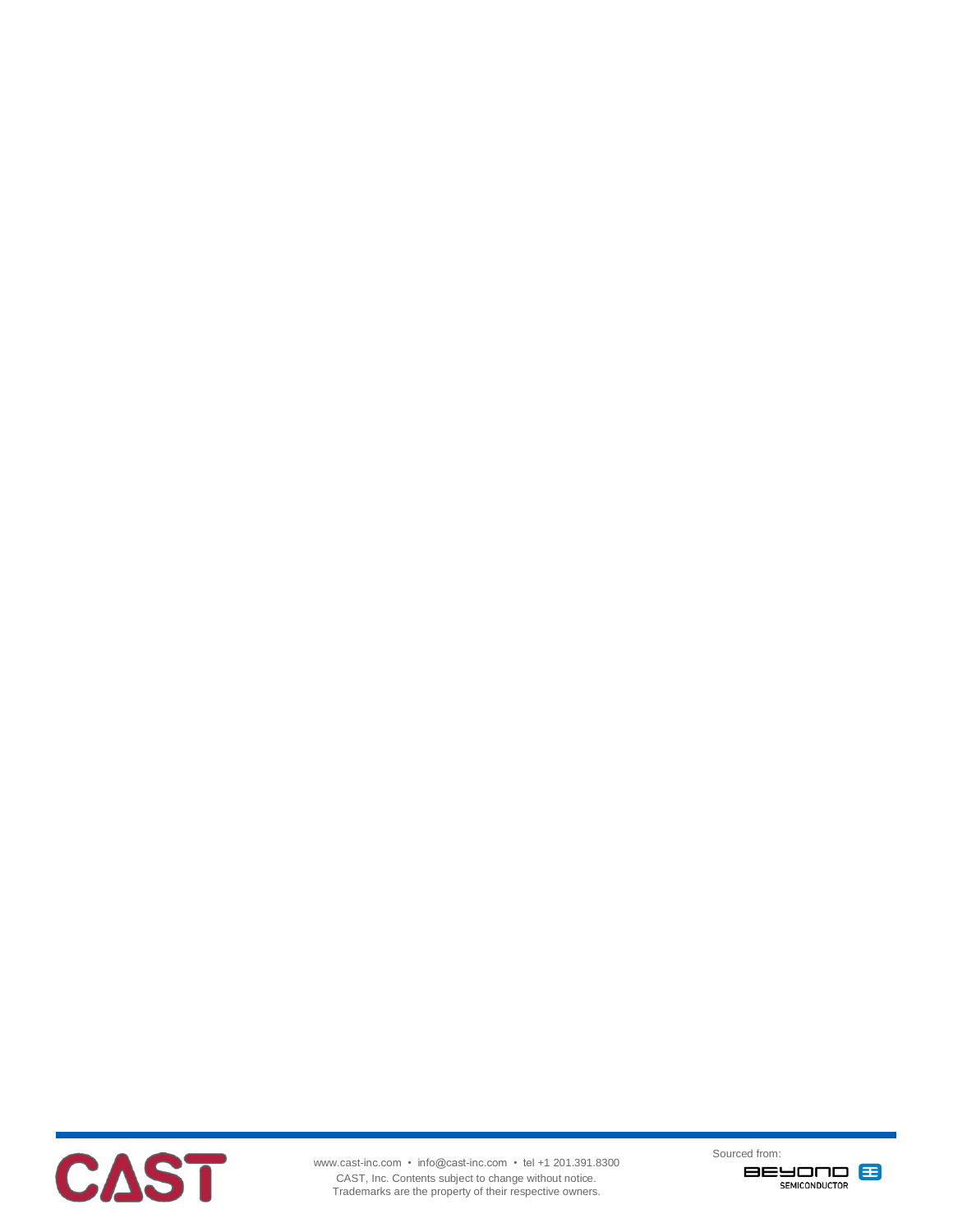CAST

www.cast-inc.com • info@cast-inc.com • tel +1 201.391.8300
CAST, Inc. Contents subject to change without notice.
Trademarks are the property of their respective owners.

Sourced from:

BEYOND SEMICONDUCTOR